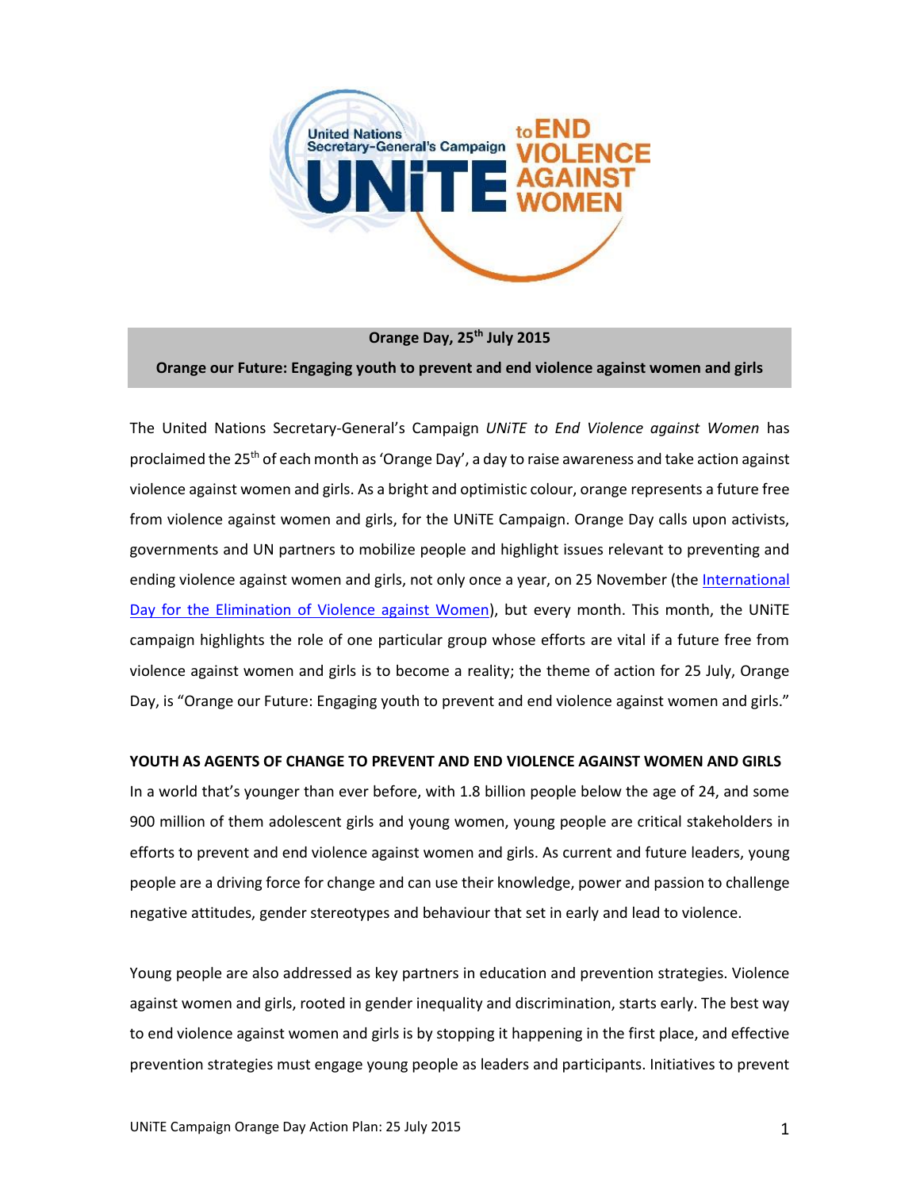**Orange Day, 25th July 2015**

**Orange our Future: Engaging youth to prevent and end violence against women and girls**

The United Nations Secretary-General's Campaign *UNiTE to End Violence against Women* has proclaimed the 25th of each month as 'Orange Day', a day to raise awareness and take action against violence against women and girls. As a bright and optimistic colour, orange represents a future free from violence against women and girls, for the UNiTE Campaign. Orange Day calls upon activists, governments and UN partners to mobilize people and highlight issues relevant to preventing and ending violence against women and girls, not only once a year, on 25 November (the International Day for the Elimination of Violence against Women), but every month. This month, the UNiTE campaign highlights the role of one particular group whose efforts are vital if a future free from violence against women and girls is to become a reality; the theme of action for 25 July, Orange Day, is "Orange our Future: Engaging youth to prevent and end violence against women and girls."

## YOUTH AS AGENTS OF CHANGE TO PREVENT AND END VIOLENCE AGAINST WOMEN AND GIRLS

In a world that's younger than ever before, with 1.8 billion people below the age of 24, and some 900 million of them adolescent girls and young women, young people are critical stakeholders in efforts to prevent and end violence against women and girls. As current and future leaders, young people are a driving force for change and can use their knowledge, power and passion to challenge negative attitudes, gender stereotypes and behaviour that set in early and lead to violence.

Young people are also addressed as key partners in education and prevention strategies. Violence against women and girls, rooted in gender inequality and discrimination, starts early. The best way to end violence against women and girls is by stopping it happening in the first place, and effective prevention strategies must engage young people as leaders and participants. Initiatives to prevent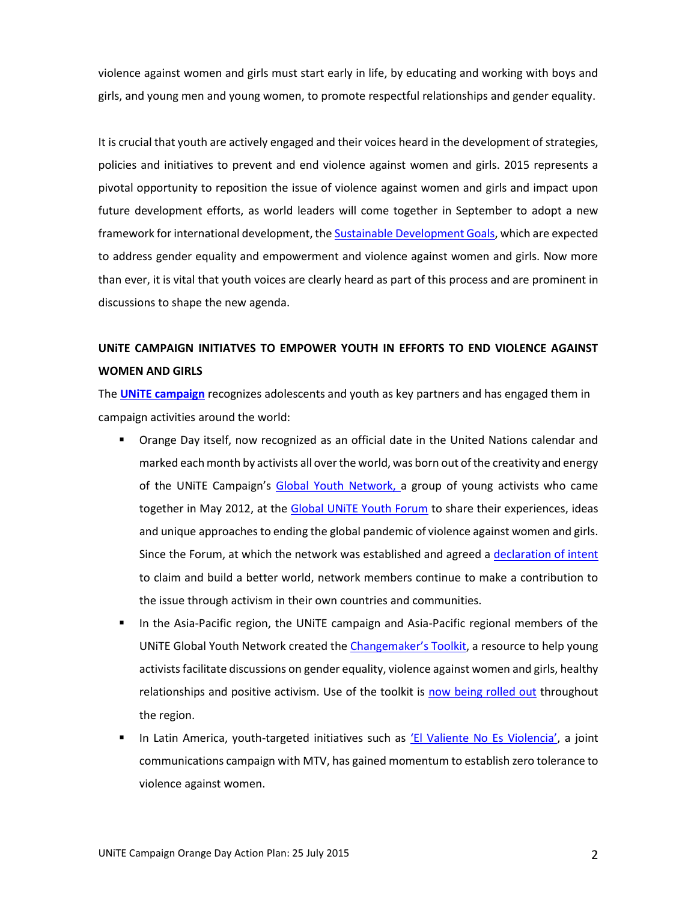violence against women and girls must start early in life, by educating and working with boys and girls, and young men and young women, to promote respectful relationships and gender equality.

It is crucial that youth are actively engaged and their voices heard in the development of strategies, policies and initiatives to prevent and end violence against women and girls. 2015 represents a pivotal opportunity to reposition the issue of violence against women and girls and impact upon future development efforts, as world leaders will come together in September to adopt a new framework for international development, the Sustainable Development Goals, which are expected to address gender equality and empowerment and violence against women and girls. Now more than ever, it is vital that youth voices are clearly heard as part of this process and are prominent in discussions to shape the new agenda.

**UNiTE CAMPAIGN INITIATVES TO EMPOWER YOUTH IN EFFORTS TO END VIOLENCE AGAINST WOMEN AND GIRLS**

The **UNiTE campaign** recognizes adolescents and youth as key partners and has engaged them in campaign activities around the world:

- Orange Day itself, now recognized as an official date in the United Nations calendar and marked each month by activists all over the world, was born out of the creativity and energy of the UNiTE Campaign's Global Youth Network, a group of young activists who came together in May 2012, at the Global UNiTE Youth Forum to share their experiences, ideas and unique approaches to ending the global pandemic of violence against women and girls. Since the Forum, at which the network was established and agreed a declaration of intent to claim and build a better world, network members continue to make a contribution to the issue through activism in their own countries and communities.
- In the Asia-Pacific region, the UNiTE campaign and Asia-Pacific regional members of the UNiTE Global Youth Network created the Changemaker's Toolkit, a resource to help young activists facilitate discussions on gender equality, violence against women and girls, healthy relationships and positive activism. Use of the toolkit is now being rolled out throughout the region.
- In Latin America, youth-targeted initiatives such as 'El Valiente No Es Violencia', a joint communications campaign with MTV, has gained momentum to establish zero tolerance to violence against women.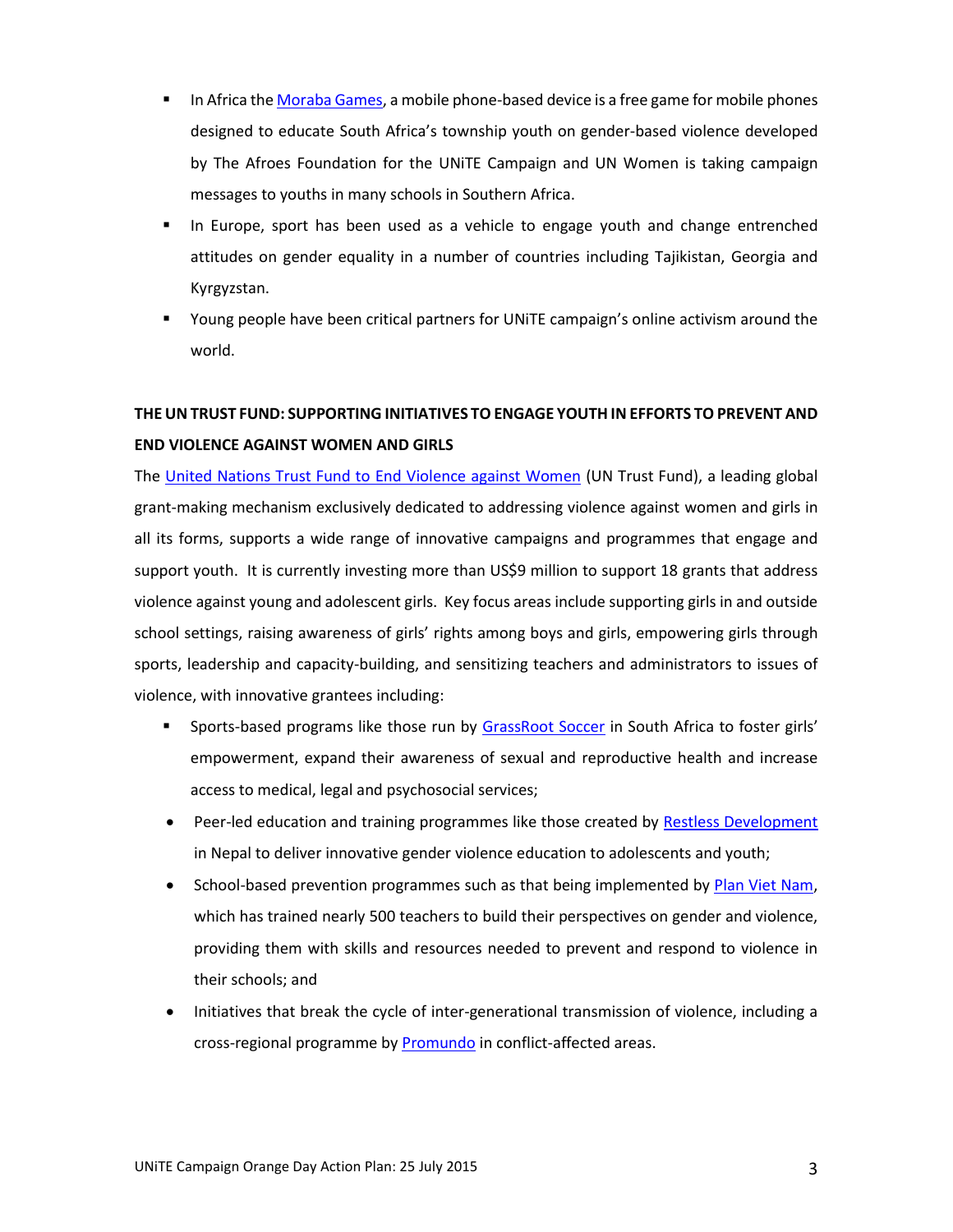- In Africa the Moraba Games, a mobile phone-based device is a free game for mobile phones designed to educate South Africa's township youth on gender-based violence developed by The Afroes Foundation for the UNiTE Campaign and UN Women is taking campaign messages to youths in many schools in Southern Africa.
- In Europe, sport has been used as a vehicle to engage youth and change entrenched attitudes on gender equality in a number of countries including Tajikistan, Georgia and Kyrgyzstan.
- Young people have been critical partners for UNiTE campaign's online activism around the world.

**THE UN TRUST FUND: SUPPORTING INITIATIVES TO ENGAGE YOUTH IN EFFORTS TO PREVENT AND END VIOLENCE AGAINST WOMEN AND GIRLS**

The United Nations Trust Fund to End Violence against Women (UN Trust Fund), a leading global grant-making mechanism exclusively dedicated to addressing violence against women and girls in all its forms, supports a wide range of innovative campaigns and programmes that engage and support youth. It is currently investing more than US$9 million to support 18 grants that address violence against young and adolescent girls. Key focus areas include supporting girls in and outside school settings, raising awareness of girls' rights among boys and girls, empowering girls through sports, leadership and capacity-building, and sensitizing teachers and administrators to issues of violence, with innovative grantees including:

- Sports-based programs like those run by GrassRoot Soccer in South Africa to foster girls' empowerment, expand their awareness of sexual and reproductive health and increase access to medical, legal and psychosocial services;
- Peer-led education and training programmes like those created by Restless Development in Nepal to deliver innovative gender violence education to adolescents and youth;
- School-based prevention programmes such as that being implemented by Plan Viet Nam, which has trained nearly 500 teachers to build their perspectives on gender and violence, providing them with skills and resources needed to prevent and respond to violence in their schools; and
- Initiatives that break the cycle of inter-generational transmission of violence, including a cross-regional programme by Promundo in conflict-affected areas.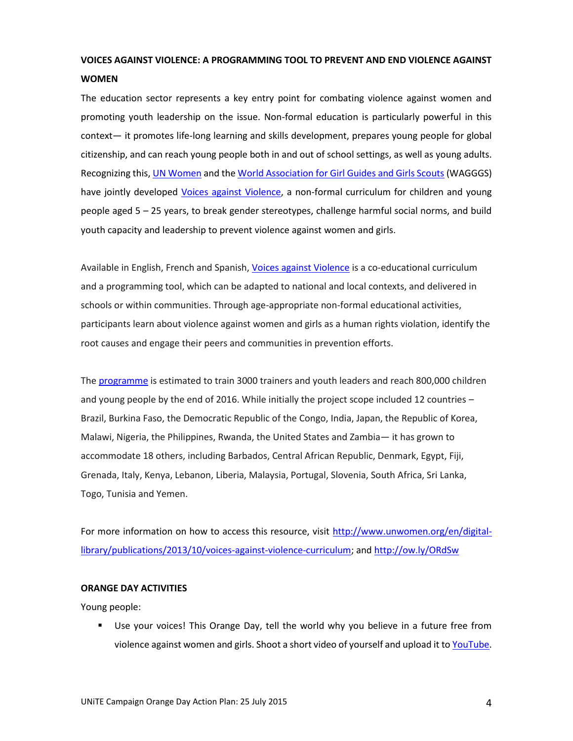## VOICES AGAINST VIOLENCE: A PROGRAMMING TOOL TO PREVENT AND END VIOLENCE AGAINST WOMEN

The education sector represents a key entry point for combating violence against women and promoting youth leadership on the issue. Non-formal education is particularly powerful in this context— it promotes life-long learning and skills development, prepares young people for global citizenship, and can reach young people both in and out of school settings, as well as young adults. Recognizing this, UN Women and the World Association for Girl Guides and Girls Scouts (WAGGGS) have jointly developed Voices against Violence, a non-formal curriculum for children and young people aged 5 – 25 years, to break gender stereotypes, challenge harmful social norms, and build youth capacity and leadership to prevent violence against women and girls.

Available in English, French and Spanish, Voices against Violence is a co-educational curriculum and a programming tool, which can be adapted to national and local contexts, and delivered in schools or within communities. Through age-appropriate non-formal educational activities, participants learn about violence against women and girls as a human rights violation, identify the root causes and engage their peers and communities in prevention efforts.

The programme is estimated to train 3000 trainers and youth leaders and reach 800,000 children and young people by the end of 2016. While initially the project scope included 12 countries – Brazil, Burkina Faso, the Democratic Republic of the Congo, India, Japan, the Republic of Korea, Malawi, Nigeria, the Philippines, Rwanda, the United States and Zambia— it has grown to accommodate 18 others, including Barbados, Central African Republic, Denmark, Egypt, Fiji, Grenada, Italy, Kenya, Lebanon, Liberia, Malaysia, Portugal, Slovenia, South Africa, Sri Lanka, Togo, Tunisia and Yemen.

For more information on how to access this resource, visit http://www.unwomen.org/en/digital-library/publications/2013/10/voices-against-violence-curriculum; and http://ow.ly/ORdSw

## ORANGE DAY ACTIVITIES

Young people:

- Use your voices! This Orange Day, tell the world why you believe in a future free from violence against women and girls. Shoot a short video of yourself and upload it to YouTube.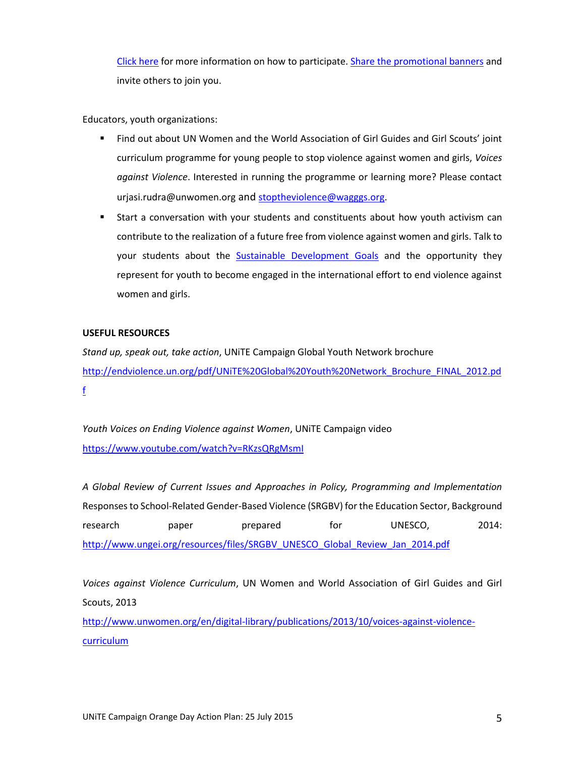[Click here](#) for more information on how to participate. [Share the promotional banners](#) and invite others to join you.

Educators, youth organizations:

- Find out about UN Women and the World Association of Girl Guides and Girl Scouts' joint curriculum programme for young people to stop violence against women and girls, *Voices against Violence*. Interested in running the programme or learning more? Please contact urjasi.rudra@unwomen.org and stoptheviolence@wagggs.org.
- Start a conversation with your students and constituents about how youth activism can contribute to the realization of a future free from violence against women and girls. Talk to your students about the [Sustainable Development Goals](#) and the opportunity they represent for youth to become engaged in the international effort to end violence against women and girls.

**USEFUL RESOURCES**

*Stand up, speak out, take action*, UNiTE Campaign Global Youth Network brochure
http://endviolence.un.org/pdf/UNiTE%20Global%20Youth%20Network_Brochure_FINAL_2012.pdf

*Youth Voices on Ending Violence against Women*, UNiTE Campaign video
https://www.youtube.com/watch?v=RKzsQRgMsmI

*A Global Review of Current Issues and Approaches in Policy, Programming and Implementation* Responses to School-Related Gender-Based Violence (SRGBV) for the Education Sector, Background research paper prepared for UNESCO, 2014:
http://www.ungei.org/resources/files/SRGBV_UNESCO_Global_Review_Jan_2014.pdf

*Voices against Violence Curriculum*, UN Women and World Association of Girl Guides and Girl Scouts, 2013
http://www.unwomen.org/en/digital-library/publications/2013/10/voices-against-violence-curriculum

UNiTE Campaign Orange Day Action Plan: 25 July 2015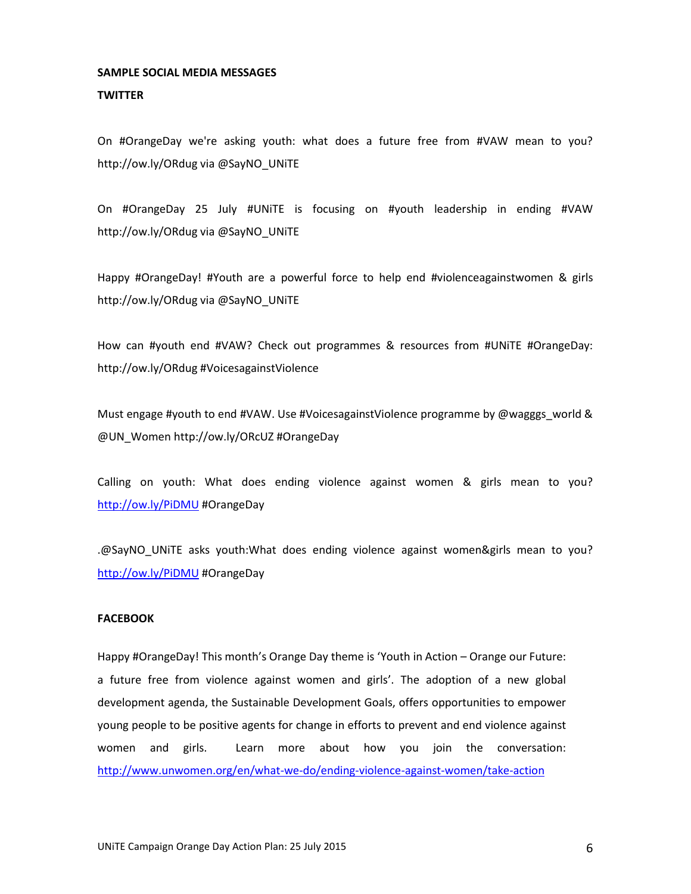**SAMPLE SOCIAL MEDIA MESSAGES**

**TWITTER**

On #OrangeDay we're asking youth: what does a future free from #VAW mean to you? http://ow.ly/ORdug via @SayNO_UNiTE

On #OrangeDay 25 July #UNiTE is focusing on #youth leadership in ending #VAW http://ow.ly/ORdug via @SayNO_UNiTE

Happy #OrangeDay! #Youth are a powerful force to help end #violenceagainstwomen & girls http://ow.ly/ORdug via @SayNO_UNiTE

How can #youth end #VAW? Check out programmes & resources from #UNiTE #OrangeDay: http://ow.ly/ORdug #VoicesagainstViolence

Must engage #youth to end #VAW. Use #VoicesagainstViolence programme by @wagggs_world & @UN_Women http://ow.ly/ORcUZ #OrangeDay

Calling on youth: What does ending violence against women & girls mean to you? http://ow.ly/PiDMU #OrangeDay

.@SayNO_UNiTE asks youth:What does ending violence against women&girls mean to you? http://ow.ly/PiDMU #OrangeDay

**FACEBOOK**

Happy #OrangeDay! This month's Orange Day theme is 'Youth in Action – Orange our Future: a future free from violence against women and girls'. The adoption of a new global development agenda, the Sustainable Development Goals, offers opportunities to empower young people to be positive agents for change in efforts to prevent and end violence against women and girls. Learn more about how you join the conversation: http://www.unwomen.org/en/what-we-do/ending-violence-against-women/take-action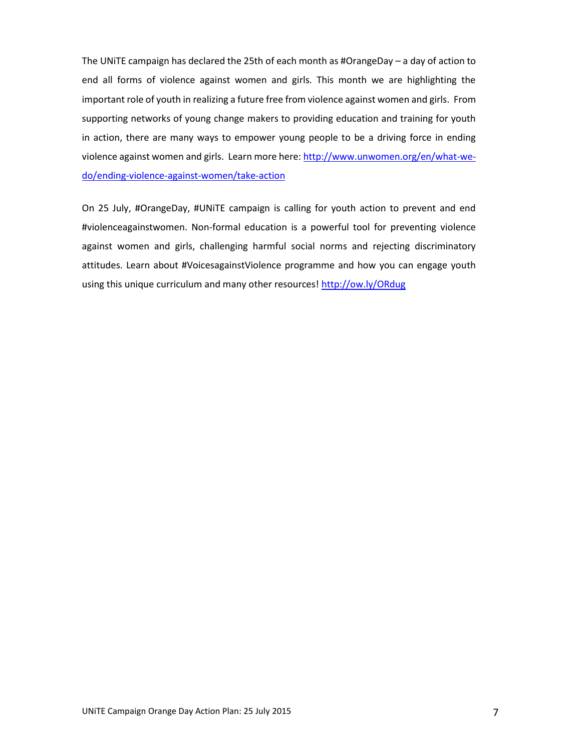The UNiTE campaign has declared the 25th of each month as #OrangeDay – a day of action to end all forms of violence against women and girls. This month we are highlighting the important role of youth in realizing a future free from violence against women and girls. From supporting networks of young change makers to providing education and training for youth in action, there are many ways to empower young people to be a driving force in ending violence against women and girls. Learn more here: [http://www.unwomen.org/en/what-we-do/ending-violence-against-women/take-action](http://www.unwomen.org/en/what-we-do/ending-violence-against-women/take-action)

On 25 July, #OrangeDay, #UNiTE campaign is calling for youth action to prevent and end #violenceagainstwomen. Non-formal education is a powerful tool for preventing violence against women and girls, challenging harmful social norms and rejecting discriminatory attitudes. Learn about #VoicesagainstViolence programme and how you can engage youth using this unique curriculum and many other resources! [http://ow.ly/ORdug](http://ow.ly/ORdug)